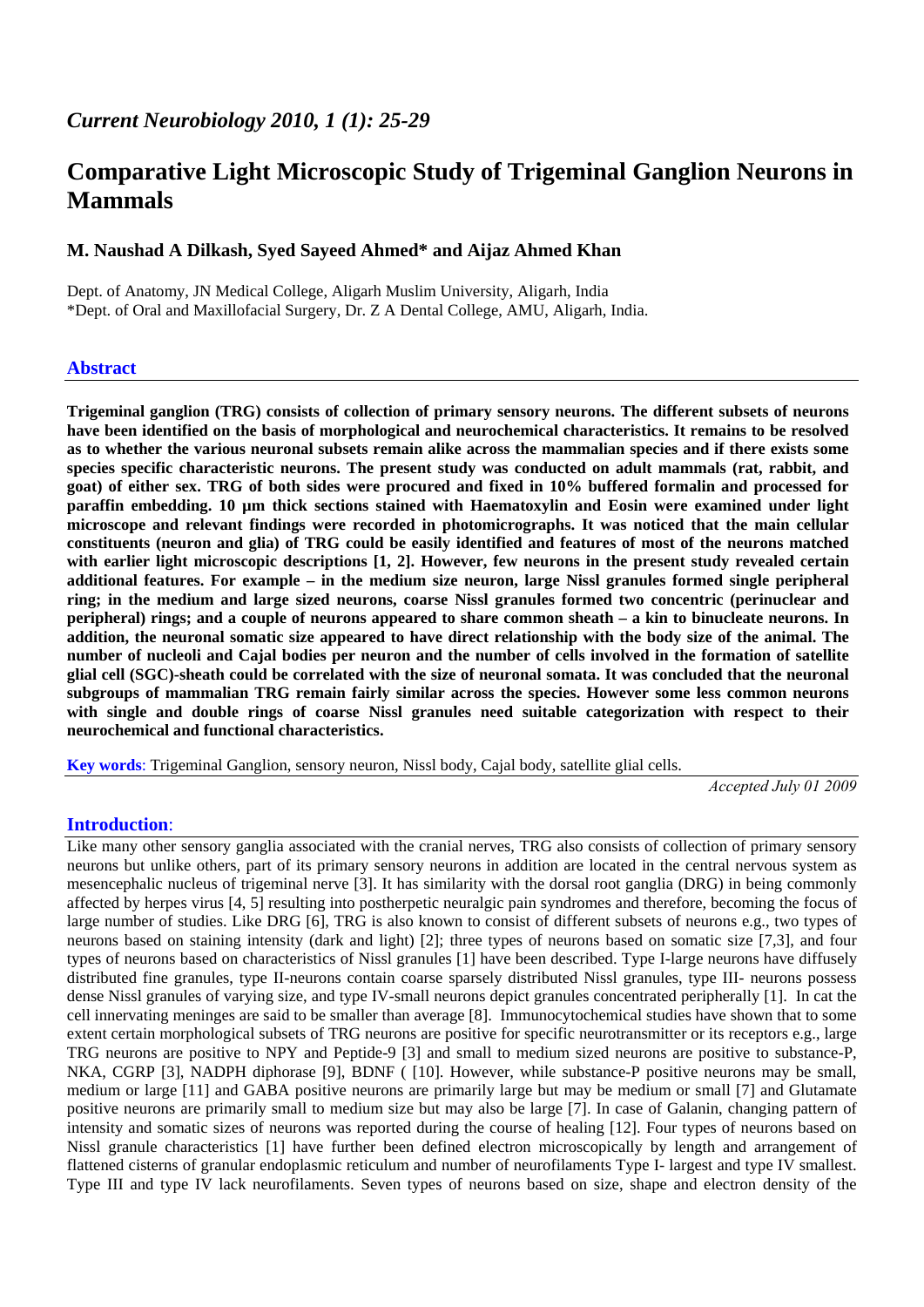# Comparative Light Microscopic Study of Trigeminal Ganglion Neurons in Mammals

**M. Naushad A Dilkash, Syed Sayeed Ahmed* and Aijaz Ahmed Khan**

Dept. of Anatomy, JN Medical College, Aligarh Muslim University, Aligarh, India
*Dept. of Oral and Maxillofacial Surgery, Dr. Z A Dental College, AMU, Aligarh, India.

## Abstract

**Trigeminal ganglion (TRG) consists of collection of primary sensory neurons. The different subsets of neurons have been identified on the basis of morphological and neurochemical characteristics. It remains to be resolved as to whether the various neuronal subsets remain alike across the mammalian species and if there exists some species specific characteristic neurons. The present study was conducted on adult mammals (rat, rabbit, and goat) of either sex. TRG of both sides were procured and fixed in 10% buffered formalin and processed for paraffin embedding. 10 µm thick sections stained with Haematoxylin and Eosin were examined under light microscope and relevant findings were recorded in photomicrographs. It was noticed that the main cellular constituents (neuron and glia) of TRG could be easily identified and features of most of the neurons matched with earlier light microscopic descriptions [1, 2]. However, few neurons in the present study revealed certain additional features. For example – in the medium size neuron, large Nissl granules formed single peripheral ring; in the medium and large sized neurons, coarse Nissl granules formed two concentric (perinuclear and peripheral) rings; and a couple of neurons appeared to share common sheath – a kin to binucleate neurons. In addition, the neuronal somatic size appeared to have direct relationship with the body size of the animal. The number of nucleoli and Cajal bodies per neuron and the number of cells involved in the formation of satellite glial cell (SGC)-sheath could be correlated with the size of neuronal somata. It was concluded that the neuronal subgroups of mammalian TRG remain fairly similar across the species. However some less common neurons with single and double rings of coarse Nissl granules need suitable categorization with respect to their neurochemical and functional characteristics.**

**Key words**: Trigeminal Ganglion, sensory neuron, Nissl body, Cajal body, satellite glial cells.

*Accepted July 01 2009*

## Introduction:

Like many other sensory ganglia associated with the cranial nerves, TRG also consists of collection of primary sensory neurons but unlike others, part of its primary sensory neurons in addition are located in the central nervous system as mesencephalic nucleus of trigeminal nerve [3]. It has similarity with the dorsal root ganglia (DRG) in being commonly affected by herpes virus [4, 5] resulting into postherpetic neuralgic pain syndromes and therefore, becoming the focus of large number of studies. Like DRG [6], TRG is also known to consist of different subsets of neurons e.g., two types of neurons based on staining intensity (dark and light) [2]; three types of neurons based on somatic size [7,3], and four types of neurons based on characteristics of Nissl granules [1] have been described. Type I-large neurons have diffusely distributed fine granules, type II-neurons contain coarse sparsely distributed Nissl granules, type III- neurons possess dense Nissl granules of varying size, and type IV-small neurons depict granules concentrated peripherally [1]. In cat the cell innervating meninges are said to be smaller than average [8]. Immunocytochemical studies have shown that to some extent certain morphological subsets of TRG neurons are positive for specific neurotransmitter or its receptors e.g., large TRG neurons are positive to NPY and Peptide-9 [3] and small to medium sized neurons are positive to substance-P, NKA, CGRP [3], NADPH diphorase [9], BDNF ( [10]. However, while substance-P positive neurons may be small, medium or large [11] and GABA positive neurons are primarily large but may be medium or small [7] and Glutamate positive neurons are primarily small to medium size but may also be large [7]. In case of Galanin, changing pattern of intensity and somatic sizes of neurons was reported during the course of healing [12]. Four types of neurons based on Nissl granule characteristics [1] have further been defined electron microscopically by length and arrangement of flattened cisterns of granular endoplasmic reticulum and number of neurofilaments Type I- largest and type IV smallest. Type III and type IV lack neurofilaments. Seven types of neurons based on size, shape and electron density of the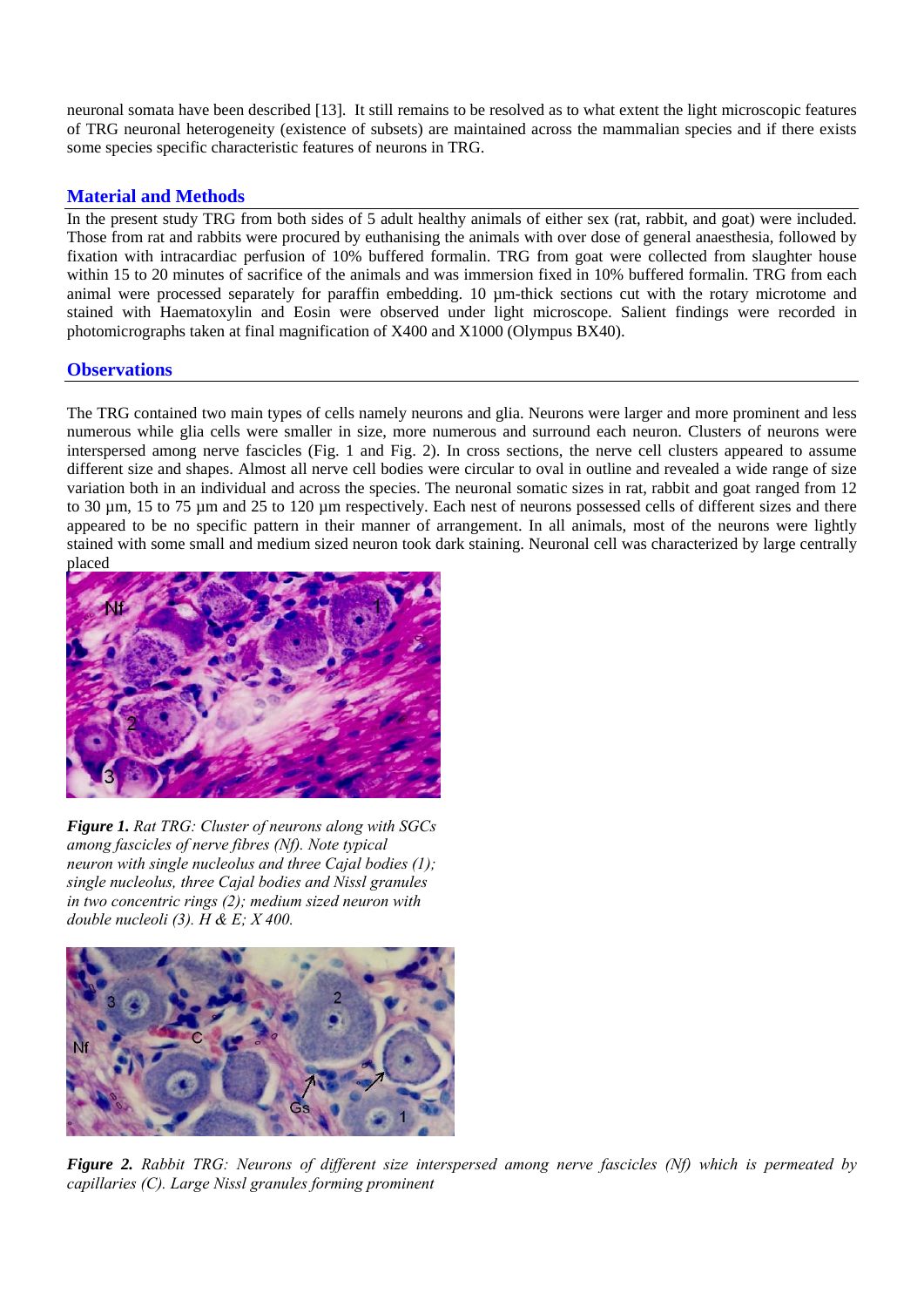neuronal somata have been described [13]. It still remains to be resolved as to what extent the light microscopic features of TRG neuronal heterogeneity (existence of subsets) are maintained across the mammalian species and if there exists some species specific characteristic features of neurons in TRG.

## Material and Methods

In the present study TRG from both sides of 5 adult healthy animals of either sex (rat, rabbit, and goat) were included. Those from rat and rabbits were procured by euthanising the animals with over dose of general anaesthesia, followed by fixation with intracardiac perfusion of 10% buffered formalin. TRG from goat were collected from slaughter house within 15 to 20 minutes of sacrifice of the animals and was immersion fixed in 10% buffered formalin. TRG from each animal were processed separately for paraffin embedding. 10 µm-thick sections cut with the rotary microtome and stained with Haematoxylin and Eosin were observed under light microscope. Salient findings were recorded in photomicrographs taken at final magnification of X400 and X1000 (Olympus BX40).

## Observations

The TRG contained two main types of cells namely neurons and glia. Neurons were larger and more prominent and less numerous while glia cells were smaller in size, more numerous and surround each neuron. Clusters of neurons were interspersed among nerve fascicles (Fig. 1 and Fig. 2). In cross sections, the nerve cell clusters appeared to assume different size and shapes. Almost all nerve cell bodies were circular to oval in outline and revealed a wide range of size variation both in an individual and across the species. The neuronal somatic sizes in rat, rabbit and goat ranged from 12 to 30 µm, 15 to 75 µm and 25 to 120 µm respectively. Each nest of neurons possessed cells of different sizes and there appeared to be no specific pattern in their manner of arrangement. In all animals, most of the neurons were lightly stained with some small and medium sized neuron took dark staining. Neuronal cell was characterized by large centrally placed

***Figure 1.*** *Rat TRG: Cluster of neurons along with SGCs among fascicles of nerve fibres (Nf). Note typical neuron with single nucleolus and three Cajal bodies (1); single nucleolus, three Cajal bodies and Nissl granules in two concentric rings (2); medium sized neuron with double nucleoli (3). H & E; X 400.*

***Figure 2.*** *Rabbit TRG: Neurons of different size interspersed among nerve fascicles (Nf) which is permeated by capillaries (C). Large Nissl granules forming prominent*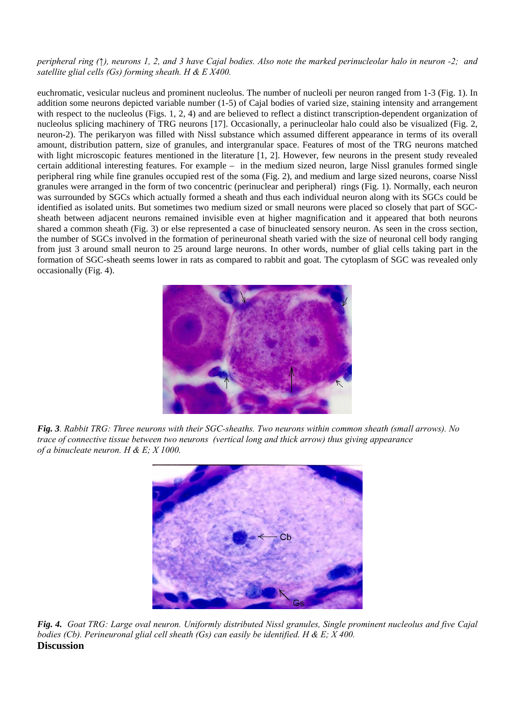*peripheral ring (↑), neurons 1, 2, and 3 have Cajal bodies. Also note the marked perinucleolar halo in neuron -2; and satellite glial cells (Gs) forming sheath. H & E X400.*

euchromatic, vesicular nucleus and prominent nucleolus. The number of nucleoli per neuron ranged from 1-3 (Fig. 1). In addition some neurons depicted variable number (1-5) of Cajal bodies of varied size, staining intensity and arrangement with respect to the nucleolus (Figs. 1, 2, 4) and are believed to reflect a distinct transcription-dependent organization of nucleolus splicing machinery of TRG neurons [17]. Occasionally, a perinucleolar halo could also be visualized (Fig. 2, neuron-2). The perikaryon was filled with Nissl substance which assumed different appearance in terms of its overall amount, distribution pattern, size of granules, and intergranular space. Features of most of the TRG neurons matched with light microscopic features mentioned in the literature [1, 2]. However, few neurons in the present study revealed certain additional interesting features. For example – in the medium sized neuron, large Nissl granules formed single peripheral ring while fine granules occupied rest of the soma (Fig. 2), and medium and large sized neurons, coarse Nissl granules were arranged in the form of two concentric (perinuclear and peripheral) rings (Fig. 1). Normally, each neuron was surrounded by SGCs which actually formed a sheath and thus each individual neuron along with its SGCs could be identified as isolated units. But sometimes two medium sized or small neurons were placed so closely that part of SGC-sheath between adjacent neurons remained invisible even at higher magnification and it appeared that both neurons shared a common sheath (Fig. 3) or else represented a case of binucleated sensory neuron. As seen in the cross section, the number of SGCs involved in the formation of perineuronal sheath varied with the size of neuronal cell body ranging from just 3 around small neuron to 25 around large neurons. In other words, number of glial cells taking part in the formation of SGC-sheath seems lower in rats as compared to rabbit and goat. The cytoplasm of SGC was revealed only occasionally (Fig. 4).

***Fig. 3****. Rabbit TRG: Three neurons with their SGC-sheaths. Two neurons within common sheath (small arrows). No trace of connective tissue between two neurons (vertical long and thick arrow) thus giving appearance of a binucleate neuron. H & E; X 1000.*

***Fig. 4.*** *Goat TRG: Large oval neuron. Uniformly distributed Nissl granules, Single prominent nucleolus and five Cajal bodies (Cb). Perineuronal glial cell sheath (Gs) can easily be identified. H & E; X 400.*

## Discussion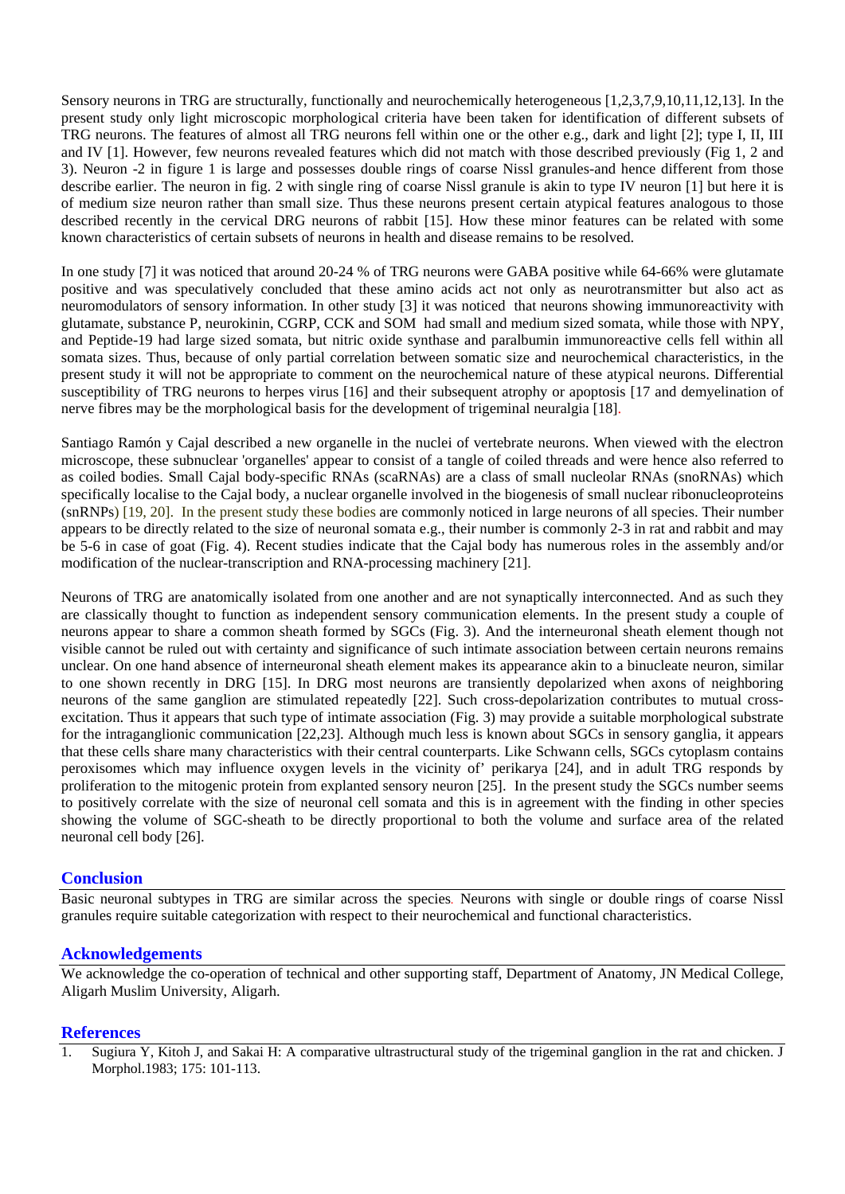Sensory neurons in TRG are structurally, functionally and neurochemically heterogeneous [1,2,3,7,9,10,11,12,13]. In the present study only light microscopic morphological criteria have been taken for identification of different subsets of TRG neurons. The features of almost all TRG neurons fell within one or the other e.g., dark and light [2]; type I, II, III and IV [1]. However, few neurons revealed features which did not match with those described previously (Fig 1, 2 and 3). Neuron -2 in figure 1 is large and possesses double rings of coarse Nissl granules-and hence different from those describe earlier. The neuron in fig. 2 with single ring of coarse Nissl granule is akin to type IV neuron [1] but here it is of medium size neuron rather than small size. Thus these neurons present certain atypical features analogous to those described recently in the cervical DRG neurons of rabbit [15]. How these minor features can be related with some known characteristics of certain subsets of neurons in health and disease remains to be resolved.

In one study [7] it was noticed that around 20-24 % of TRG neurons were GABA positive while 64-66% were glutamate positive and was speculatively concluded that these amino acids act not only as neurotransmitter but also act as neuromodulators of sensory information. In other study [3] it was noticed that neurons showing immunoreactivity with glutamate, substance P, neurokinin, CGRP, CCK and SOM had small and medium sized somata, while those with NPY, and Peptide-19 had large sized somata, but nitric oxide synthase and paralbumin immunoreactive cells fell within all somata sizes. Thus, because of only partial correlation between somatic size and neurochemical characteristics, in the present study it will not be appropriate to comment on the neurochemical nature of these atypical neurons. Differential susceptibility of TRG neurons to herpes virus [16] and their subsequent atrophy or apoptosis [17 and demyelination of nerve fibres may be the morphological basis for the development of trigeminal neuralgia [18].

Santiago Ramón y Cajal described a new organelle in the nuclei of vertebrate neurons. When viewed with the electron microscope, these subnuclear 'organelles' appear to consist of a tangle of coiled threads and were hence also referred to as coiled bodies. Small Cajal body-specific RNAs (scaRNAs) are a class of small nucleolar RNAs (snoRNAs) which specifically localise to the Cajal body, a nuclear organelle involved in the biogenesis of small nuclear ribonucleoproteins (snRNPs) [19, 20]. In the present study these bodies are commonly noticed in large neurons of all species. Their number appears to be directly related to the size of neuronal somata e.g., their number is commonly 2-3 in rat and rabbit and may be 5-6 in case of goat (Fig. 4). Recent studies indicate that the Cajal body has numerous roles in the assembly and/or modification of the nuclear-transcription and RNA-processing machinery [21].

Neurons of TRG are anatomically isolated from one another and are not synaptically interconnected. And as such they are classically thought to function as independent sensory communication elements. In the present study a couple of neurons appear to share a common sheath formed by SGCs (Fig. 3). And the interneuronal sheath element though not visible cannot be ruled out with certainty and significance of such intimate association between certain neurons remains unclear. On one hand absence of interneuronal sheath element makes its appearance akin to a binucleate neuron, similar to one shown recently in DRG [15]. In DRG most neurons are transiently depolarized when axons of neighboring neurons of the same ganglion are stimulated repeatedly [22]. Such cross-depolarization contributes to mutual cross-excitation. Thus it appears that such type of intimate association (Fig. 3) may provide a suitable morphological substrate for the intraganglionic communication [22,23]. Although much less is known about SGCs in sensory ganglia, it appears that these cells share many characteristics with their central counterparts. Like Schwann cells, SGCs cytoplasm contains peroxisomes which may influence oxygen levels in the vicinity of' perikarya [24], and in adult TRG responds by proliferation to the mitogenic protein from explanted sensory neuron [25]. In the present study the SGCs number seems to positively correlate with the size of neuronal cell somata and this is in agreement with the finding in other species showing the volume of SGC-sheath to be directly proportional to both the volume and surface area of the related neuronal cell body [26].

## Conclusion

Basic neuronal subtypes in TRG are similar across the species. Neurons with single or double rings of coarse Nissl granules require suitable categorization with respect to their neurochemical and functional characteristics.

## Acknowledgements

We acknowledge the co-operation of technical and other supporting staff, Department of Anatomy, JN Medical College, Aligarh Muslim University, Aligarh.

## References

1. Sugiura Y, Kitoh J, and Sakai H: A comparative ultrastructural study of the trigeminal ganglion in the rat and chicken. J Morphol.1983; 175: 101-113.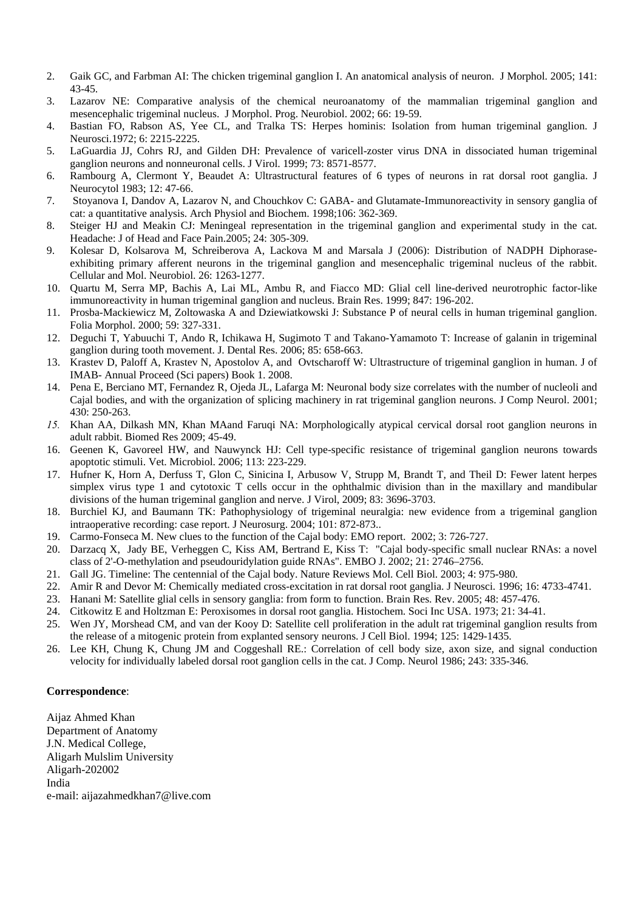2. Gaik GC, and Farbman AI: The chicken trigeminal ganglion I. An anatomical analysis of neuron. J Morphol. 2005; 141: 43-45.
3. Lazarov NE: Comparative analysis of the chemical neuroanatomy of the mammalian trigeminal ganglion and mesencephalic trigeminal nucleus. J Morphol. Prog. Neurobiol. 2002; 66: 19-59.
4. Bastian FO, Rabson AS, Yee CL, and Tralka TS: Herpes hominis: Isolation from human trigeminal ganglion. J Neurosci.1972; 6: 2215-2225.
5. LaGuardia JJ, Cohrs RJ, and Gilden DH: Prevalence of varicell-zoster virus DNA in dissociated human trigeminal ganglion neurons and nonneuronal cells. J Virol. 1999; 73: 8571-8577.
6. Rambourg A, Clermont Y, Beaudet A: Ultrastructural features of 6 types of neurons in rat dorsal root ganglia. J Neurocytol 1983; 12: 47-66.
7. Stoyanova I, Dandov A, Lazarov N, and Chouchkov C: GABA- and Glutamate-Immunoreactivity in sensory ganglia of cat: a quantitative analysis. Arch Physiol and Biochem. 1998;106: 362-369.
8. Steiger HJ and Meakin CJ: Meningeal representation in the trigeminal ganglion and experimental study in the cat. Headache: J of Head and Face Pain.2005; 24: 305-309.
9. Kolesar D, Kolsarova M, Schreiberova A, Lackova M and Marsala J (2006): Distribution of NADPH Diphorase-exhibiting primary afferent neurons in the trigeminal ganglion and mesencephalic trigeminal nucleus of the rabbit. Cellular and Mol. Neurobiol. 26: 1263-1277.
10. Quartu M, Serra MP, Bachis A, Lai ML, Ambu R, and Fiacco MD: Glial cell line-derived neurotrophic factor-like immunoreactivity in human trigeminal ganglion and nucleus. Brain Res. 1999; 847: 196-202.
11. Prosba-Mackiewicz M, Zoltowaska A and Dziewiatkowski J: Substance P of neural cells in human trigeminal ganglion. Folia Morphol. 2000; 59: 327-331.
12. Deguchi T, Yabuuchi T, Ando R, Ichikawa H, Sugimoto T and Takano-Yamamoto T: Increase of galanin in trigeminal ganglion during tooth movement. J. Dental Res. 2006; 85: 658-663.
13. Krastev D, Paloff A, Krastev N, Apostolov A, and Ovtscharoff W: Ultrastructure of trigeminal ganglion in human. J of IMAB- Annual Proceed (Sci papers) Book 1. 2008.
14. Pena E, Berciano MT, Fernandez R, Ojeda JL, Lafarga M: Neuronal body size correlates with the number of nucleoli and Cajal bodies, and with the organization of splicing machinery in rat trigeminal ganglion neurons. J Comp Neurol. 2001; 430: 250-263.
15. Khan AA, Dilkash MN, Khan MAand Faruqi NA: Morphologically atypical cervical dorsal root ganglion neurons in adult rabbit. Biomed Res 2009; 45-49.
16. Geenen K, Gavoreel HW, and Nauwynck HJ: Cell type-specific resistance of trigeminal ganglion neurons towards apoptotic stimuli. Vet. Microbiol. 2006; 113: 223-229.
17. Hufner K, Horn A, Derfuss T, Glon C, Sinicina I, Arbusow V, Strupp M, Brandt T, and Theil D: Fewer latent herpes simplex virus type 1 and cytotoxic T cells occur in the ophthalmic division than in the maxillary and mandibular divisions of the human trigeminal ganglion and nerve. J Virol, 2009; 83: 3696-3703.
18. Burchiel KJ, and Baumann TK: Pathophysiology of trigeminal neuralgia: new evidence from a trigeminal ganglion intraoperative recording: case report. J Neurosurg. 2004; 101: 872-873..
19. Carmo-Fonseca M. New clues to the function of the Cajal body: EMO report. 2002; 3: 726-727.
20. Darzacq X, Jady BE, Verheggen C, Kiss AM, Bertrand E, Kiss T: "Cajal body-specific small nuclear RNAs: a novel class of 2'-O-methylation and pseudouridylation guide RNAs". EMBO J. 2002; 21: 2746–2756.
21. Gall JG. Timeline: The centennial of the Cajal body. Nature Reviews Mol. Cell Biol. 2003; 4: 975-980.
22. Amir R and Devor M: Chemically mediated cross-excitation in rat dorsal root ganglia. J Neurosci. 1996; 16: 4733-4741.
23. Hanani M: Satellite glial cells in sensory ganglia: from form to function. Brain Res. Rev. 2005; 48: 457-476.
24. Citkowitz E and Holtzman E: Peroxisomes in dorsal root ganglia. Histochem. Soci Inc USA. 1973; 21: 34-41.
25. Wen JY, Morshead CM, and van der Kooy D: Satellite cell proliferation in the adult rat trigeminal ganglion results from the release of a mitogenic protein from explanted sensory neurons. J Cell Biol. 1994; 125: 1429-1435.
26. Lee KH, Chung K, Chung JM and Coggeshall RE.: Correlation of cell body size, axon size, and signal conduction velocity for individually labeled dorsal root ganglion cells in the cat. J Comp. Neurol 1986; 243: 335-346.

**Correspondence**:

Aijaz Ahmed Khan
Department of Anatomy
J.N. Medical College,
Aligarh Mulslim University
Aligarh-202002
India
e-mail: aijazahmedkhan7@live.com